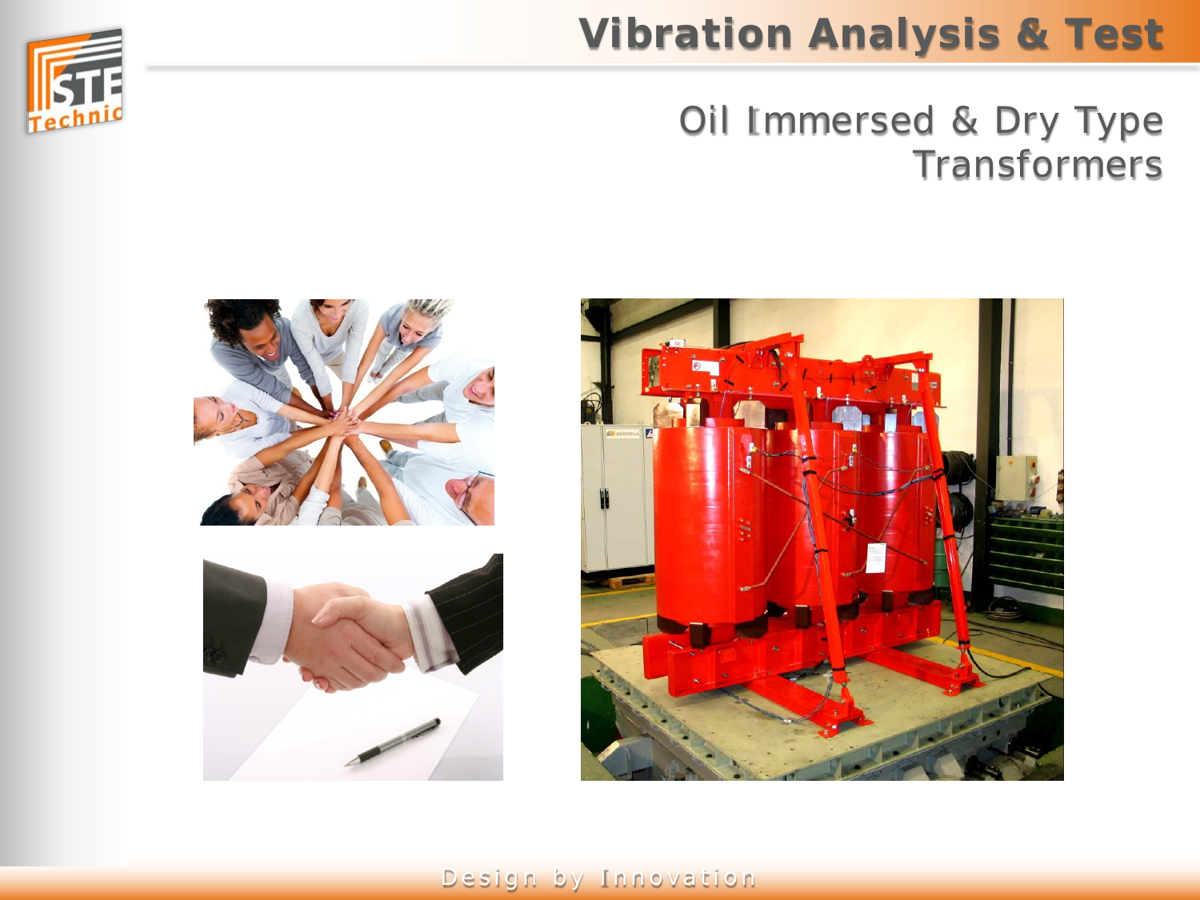# Vibration Analysis & Test

## Oil Immersed & Dry Type Transformers

Design by Innovation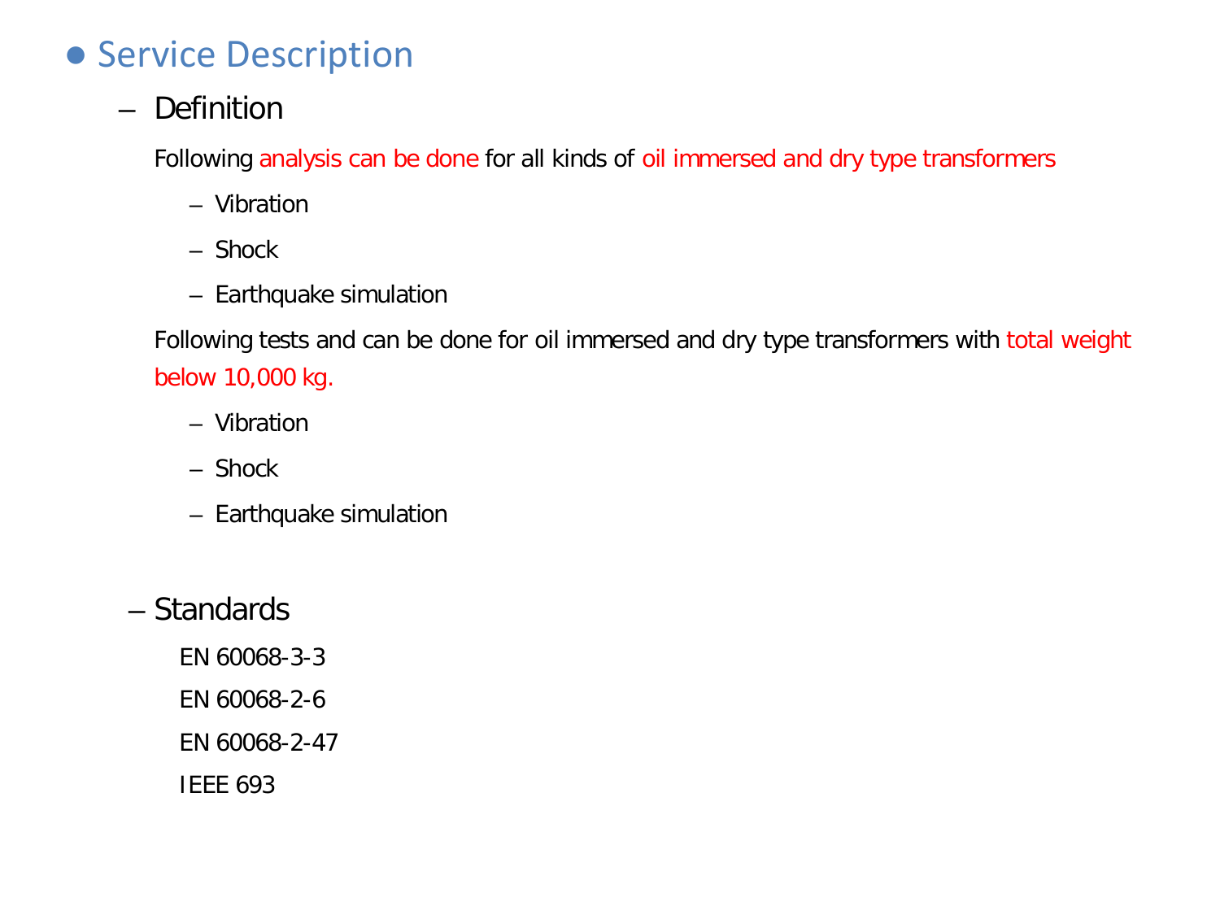# Service Description

## Definition

Following analysis can be done for all kinds of oil immersed and dry type transformers

- Vibration
- Shock
- Earthquake simulation

Following tests and can be done for oil immersed and dry type transformers with total weight below 10,000 kg.

- Vibration
- Shock
- Earthquake simulation

## Standards

EN 60068-3-3

EN 60068-2-6

EN 60068-2-47

IEEE 693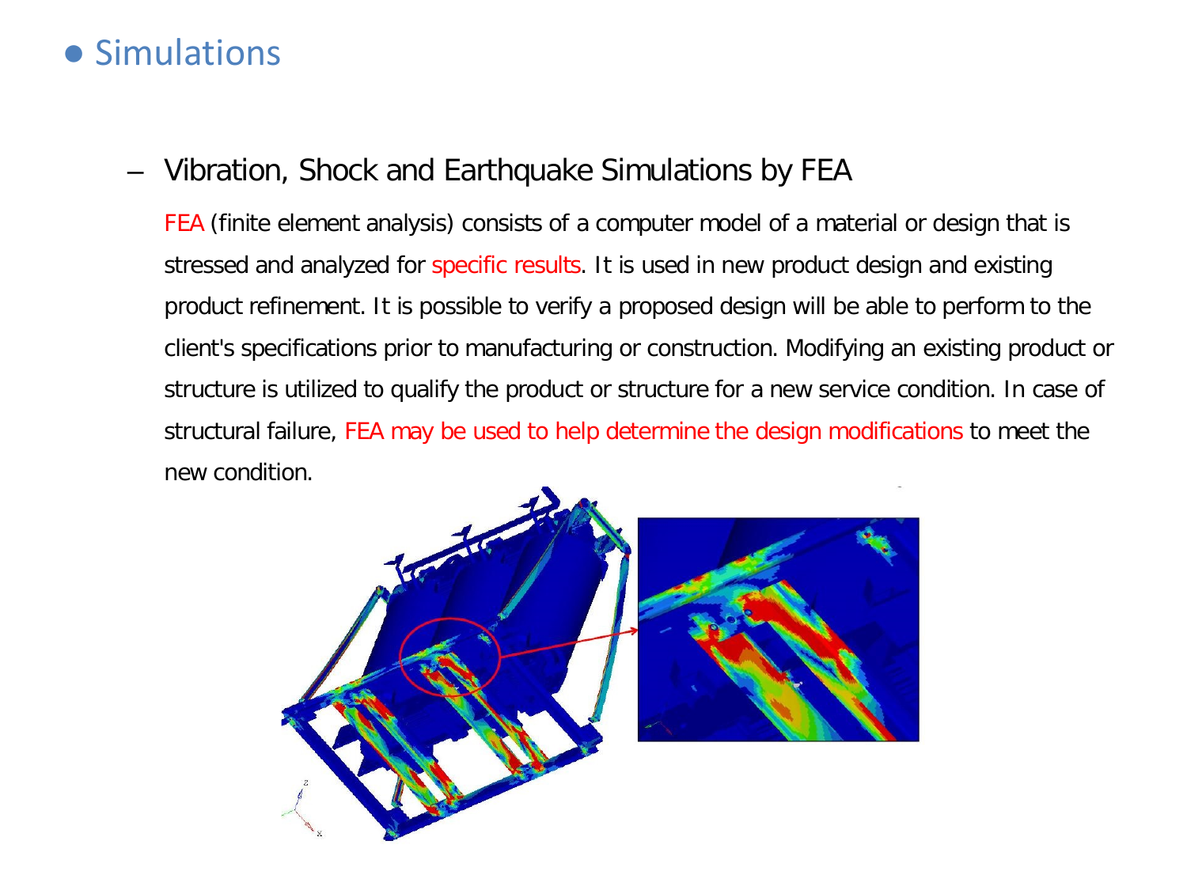# Simulations

## – Vibration, Shock and Earthquake Simulations by FEA

FEA (finite element analysis) consists of a computer model of a material or design that is stressed and analyzed for specific results. It is used in new product design and existing product refinement. It is possible to verify a proposed design will be able to perform to the client's specifications prior to manufacturing or construction. Modifying an existing product or structure is utilized to qualify the product or structure for a new service condition. In case of structural failure, FEA may be used to help determine the design modifications to meet the new condition.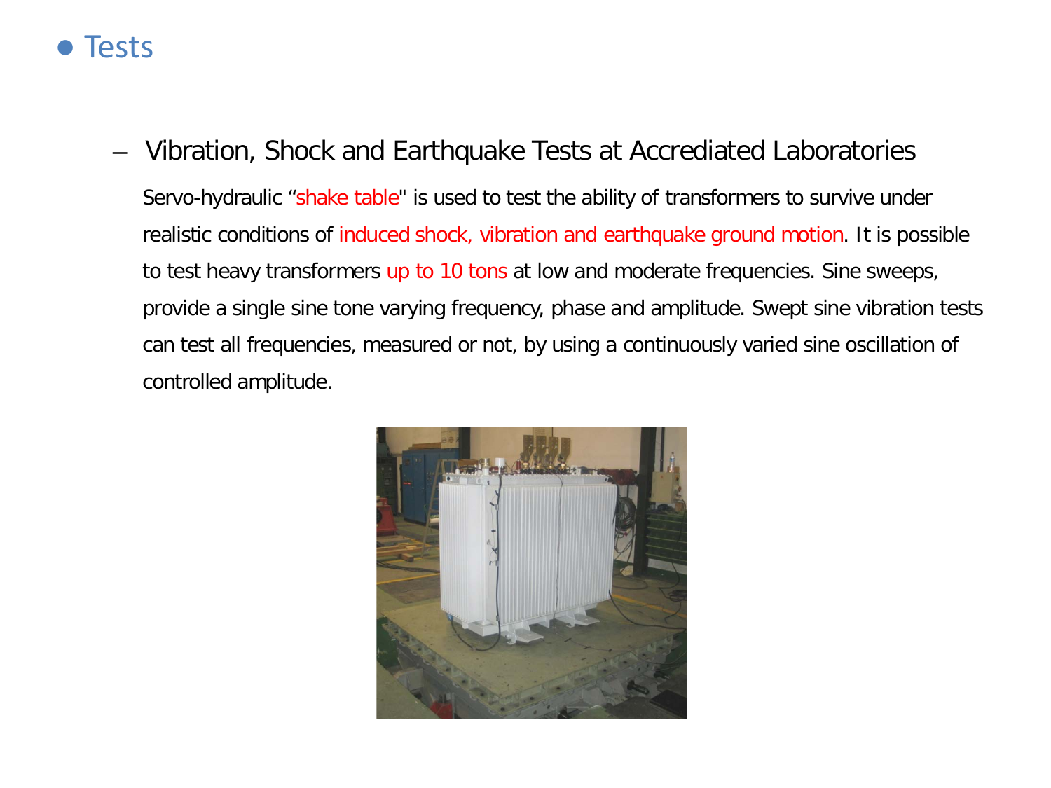- Tests

  - Vibration, Shock and Earthquake Tests at Accrediated Laboratories

    Servo-hydraulic “shake table" is used to test the ability of transformers to survive under realistic conditions of induced shock, vibration and earthquake ground motion. It is possible to test heavy transformers up to 10 tons at low and moderate frequencies. Sine sweeps, provide a single sine tone varying frequency, phase and amplitude. Swept sine vibration tests can test all frequencies, measured or not, by using a continuously varied sine oscillation of controlled amplitude.